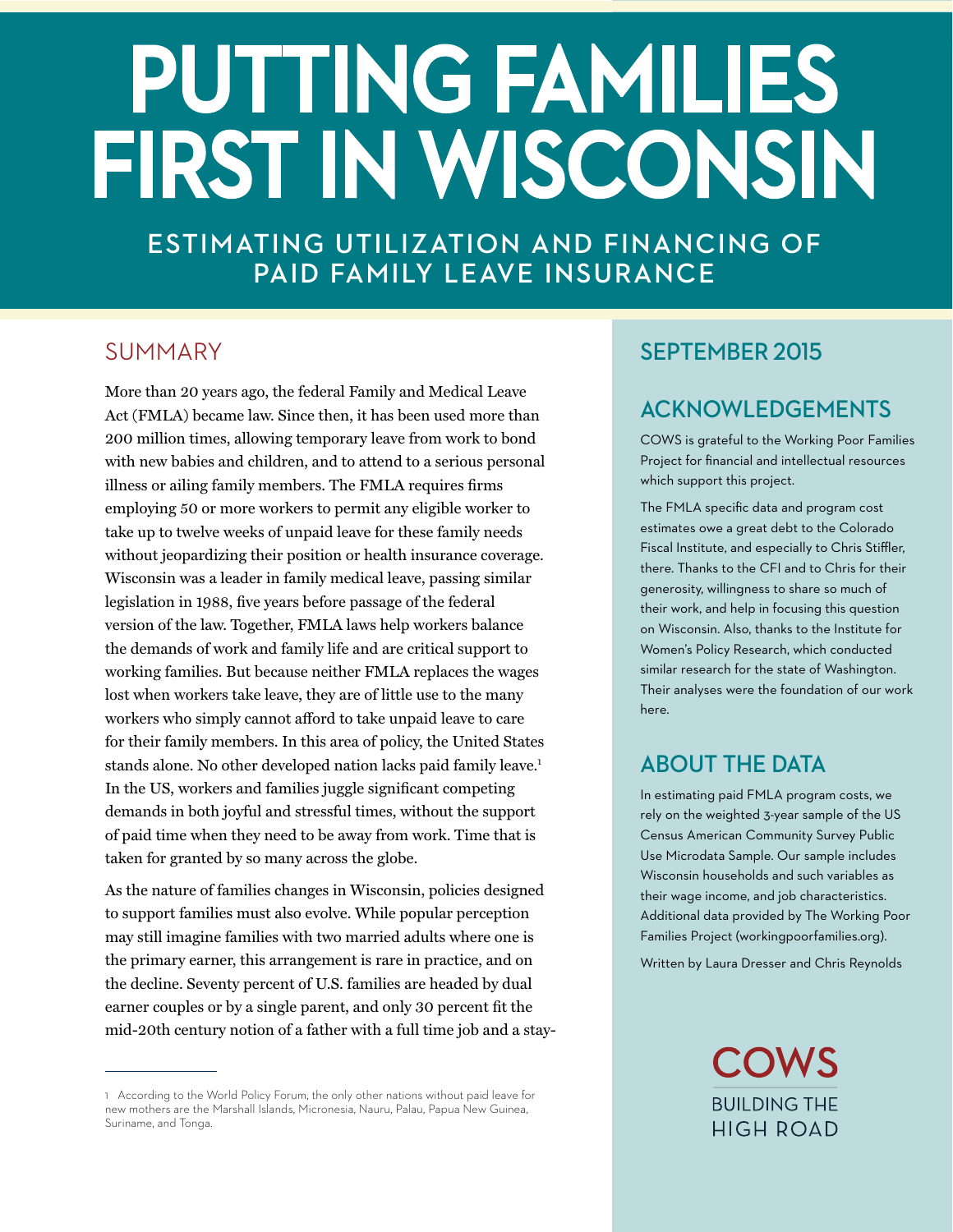# PUTTING FAMILIES FIRST IN WISCONSIN

## ESTIMATING UTILIZATION AND FINANCING OF PAID FAMILY LEAVE INSURANCE

## SUMMARY

More than 20 years ago, the federal Family and Medical Leave Act (FMLA) became law. Since then, it has been used more than 200 million times, allowing temporary leave from work to bond with new babies and children, and to attend to a serious personal illness or ailing family members. The FMLA requires firms employing 50 or more workers to permit any eligible worker to take up to twelve weeks of unpaid leave for these family needs without jeopardizing their position or health insurance coverage. Wisconsin was a leader in family medical leave, passing similar legislation in 1988, five years before passage of the federal version of the law. Together, FMLA laws help workers balance the demands of work and family life and are critical support to working families. But because neither FMLA replaces the wages lost when workers take leave, they are of little use to the many workers who simply cannot afford to take unpaid leave to care for their family members. In this area of policy, the United States stands alone. No other developed nation lacks paid family leave.[1] In the US, workers and families juggle significant competing demands in both joyful and stressful times, without the support of paid time when they need to be away from work. Time that is taken for granted by so many across the globe.

As the nature of families changes in Wisconsin, policies designed to support families must also evolve. While popular perception may still imagine families with two married adults where one is the primary earner, this arrangement is rare in practice, and on the decline. Seventy percent of U.S. families are headed by dual earner couples or by a single parent, and only 30 percent fit the mid-20th century notion of a father with a full time job and a stay-

1 According to the World Policy Forum, the only other nations without paid leave for new mothers are the Marshall Islands, Micronesia, Nauru, Palau, Papua New Guinea, Suriname, and Tonga.

## SEPTEMBER 2015

## ACKNOWLEDGEMENTS

COWS is grateful to the Working Poor Families Project for financial and intellectual resources which support this project.

The FMLA specific data and program cost estimates owe a great debt to the Colorado Fiscal Institute, and especially to Chris Stiffler, there. Thanks to the CFI and to Chris for their generosity, willingness to share so much of their work, and help in focusing this question on Wisconsin. Also, thanks to the Institute for Women's Policy Research, which conducted similar research for the state of Washington. Their analyses were the foundation of our work here.

## ABOUT THE DATA

In estimating paid FMLA program costs, we rely on the weighted 3-year sample of the US Census American Community Survey Public Use Microdata Sample. Our sample includes Wisconsin households and such variables as their wage income, and job characteristics. Additional data provided by The Working Poor Families Project (workingpoorfamilies.org).

Written by Laura Dresser and Chris Reynolds

COWS
BUILDING THE HIGH ROAD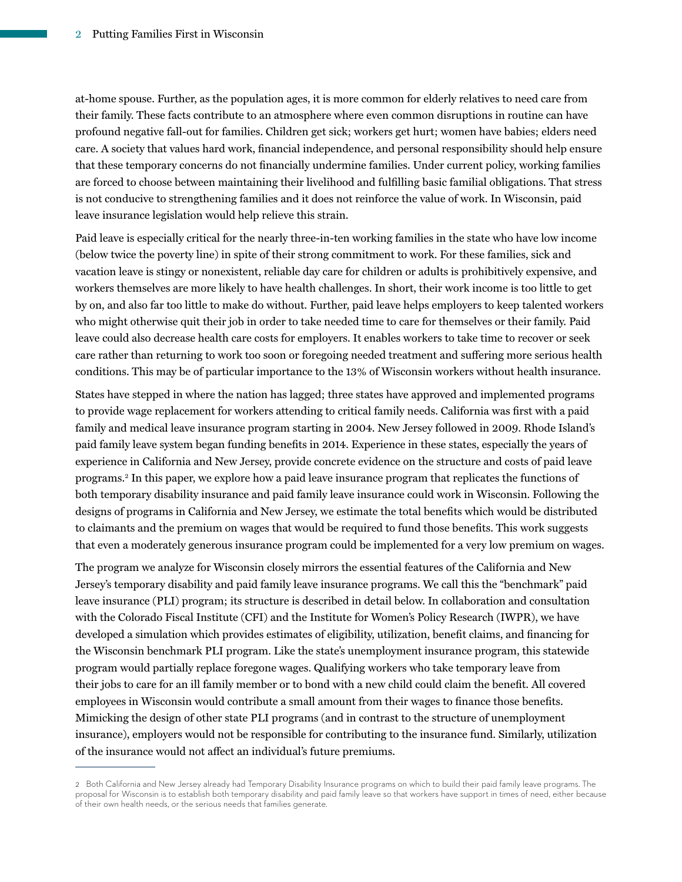at-home spouse. Further, as the population ages, it is more common for elderly relatives to need care from their family. These facts contribute to an atmosphere where even common disruptions in routine can have profound negative fall-out for families. Children get sick; workers get hurt; women have babies; elders need care. A society that values hard work, financial independence, and personal responsibility should help ensure that these temporary concerns do not financially undermine families. Under current policy, working families are forced to choose between maintaining their livelihood and fulfilling basic familial obligations. That stress is not conducive to strengthening families and it does not reinforce the value of work. In Wisconsin, paid leave insurance legislation would help relieve this strain.

Paid leave is especially critical for the nearly three-in-ten working families in the state who have low income (below twice the poverty line) in spite of their strong commitment to work. For these families, sick and vacation leave is stingy or nonexistent, reliable day care for children or adults is prohibitively expensive, and workers themselves are more likely to have health challenges. In short, their work income is too little to get by on, and also far too little to make do without. Further, paid leave helps employers to keep talented workers who might otherwise quit their job in order to take needed time to care for themselves or their family. Paid leave could also decrease health care costs for employers. It enables workers to take time to recover or seek care rather than returning to work too soon or foregoing needed treatment and suffering more serious health conditions. This may be of particular importance to the 13% of Wisconsin workers without health insurance.

States have stepped in where the nation has lagged; three states have approved and implemented programs to provide wage replacement for workers attending to critical family needs. California was first with a paid family and medical leave insurance program starting in 2004. New Jersey followed in 2009. Rhode Island's paid family leave system began funding benefits in 2014. Experience in these states, especially the years of experience in California and New Jersey, provide concrete evidence on the structure and costs of paid leave programs.[2] In this paper, we explore how a paid leave insurance program that replicates the functions of both temporary disability insurance and paid family leave insurance could work in Wisconsin. Following the designs of programs in California and New Jersey, we estimate the total benefits which would be distributed to claimants and the premium on wages that would be required to fund those benefits. This work suggests that even a moderately generous insurance program could be implemented for a very low premium on wages.

The program we analyze for Wisconsin closely mirrors the essential features of the California and New Jersey's temporary disability and paid family leave insurance programs. We call this the "benchmark" paid leave insurance (PLI) program; its structure is described in detail below. In collaboration and consultation with the Colorado Fiscal Institute (CFI) and the Institute for Women's Policy Research (IWPR), we have developed a simulation which provides estimates of eligibility, utilization, benefit claims, and financing for the Wisconsin benchmark PLI program. Like the state's unemployment insurance program, this statewide program would partially replace foregone wages. Qualifying workers who take temporary leave from their jobs to care for an ill family member or to bond with a new child could claim the benefit. All covered employees in Wisconsin would contribute a small amount from their wages to finance those benefits. Mimicking the design of other state PLI programs (and in contrast to the structure of unemployment insurance), employers would not be responsible for contributing to the insurance fund. Similarly, utilization of the insurance would not affect an individual's future premiums.

---

2 Both California and New Jersey already had Temporary Disability Insurance programs on which to build their paid family leave programs. The proposal for Wisconsin is to establish both temporary disability and paid family leave so that workers have support in times of need, either because of their own health needs, or the serious needs that families generate.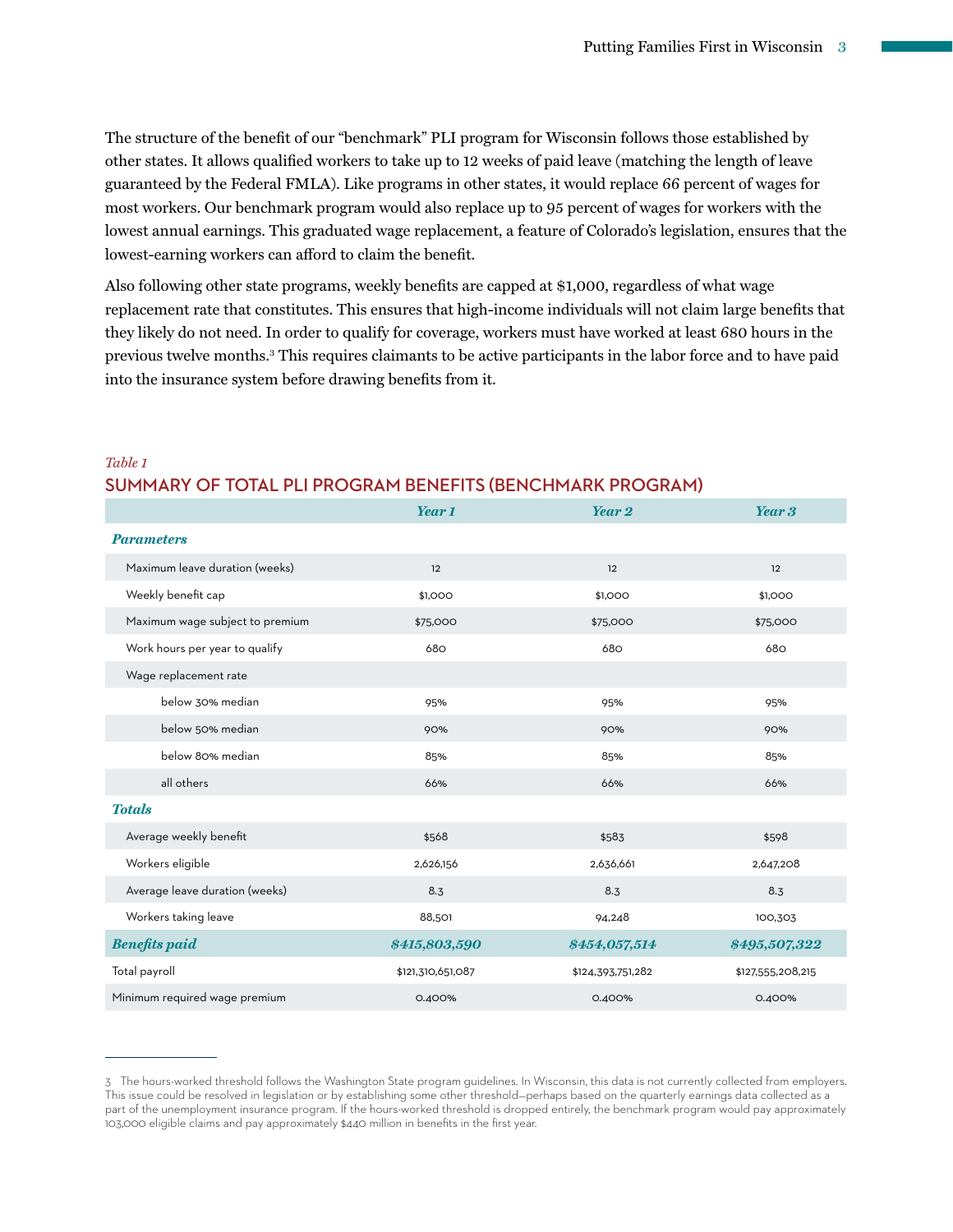The structure of the benefit of our "benchmark" PLI program for Wisconsin follows those established by other states. It allows qualified workers to take up to 12 weeks of paid leave (matching the length of leave guaranteed by the Federal FMLA). Like programs in other states, it would replace 66 percent of wages for most workers. Our benchmark program would also replace up to 95 percent of wages for workers with the lowest annual earnings. This graduated wage replacement, a feature of Colorado's legislation, ensures that the lowest-earning workers can afford to claim the benefit.

Also following other state programs, weekly benefits are capped at $1,000, regardless of what wage replacement rate that constitutes. This ensures that high-income individuals will not claim large benefits that they likely do not need. In order to qualify for coverage, workers must have worked at least 680 hours in the previous twelve months.[3] This requires claimants to be active participants in the labor force and to have paid into the insurance system before drawing benefits from it.

*Table 1*

## SUMMARY OF TOTAL PLI PROGRAM BENEFITS (BENCHMARK PROGRAM)

| | Year 1 | Year 2 | Year 3 |
|---|---|---|---|
| ***Parameters*** | | | |
| Maximum leave duration (weeks) | 12 | 12 | 12 |
| Weekly benefit cap | $1,000 | $1,000 | $1,000 |
| Maximum wage subject to premium | $75,000 | $75,000 | $75,000 |
| Work hours per year to qualify | 680 | 680 | 680 |
| Wage replacement rate | | | |
| below 30% median | 95% | 95% | 95% |
| below 50% median | 90% | 90% | 90% |
| below 80% median | 85% | 85% | 85% |
| all others | 66% | 66% | 66% |
| ***Totals*** | | | |
| Average weekly benefit | $568 | $583 | $598 |
| Workers eligible | 2,626,156 | 2,636,661 | 2,647,208 |
| Average leave duration (weeks) | 8.3 | 8.3 | 8.3 |
| Workers taking leave | 88,501 | 94,248 | 100,303 |
| ***Benefits paid*** | ***$415,803,590*** | ***$454,057,514*** | ***$495,507,322*** |
| Total payroll | $121,310,651,087 | $124,393,751,282 | $127,555,208,215 |
| Minimum required wage premium | 0.400% | 0.400% | 0.400% |

---

3 The hours-worked threshold follows the Washington State program guidelines. In Wisconsin, this data is not currently collected from employers. This issue could be resolved in legislation or by establishing some other threshold—perhaps based on the quarterly earnings data collected as a part of the unemployment insurance program. If the hours-worked threshold is dropped entirely, the benchmark program would pay approximately 103,000 eligible claims and pay approximately $440 million in benefits in the first year.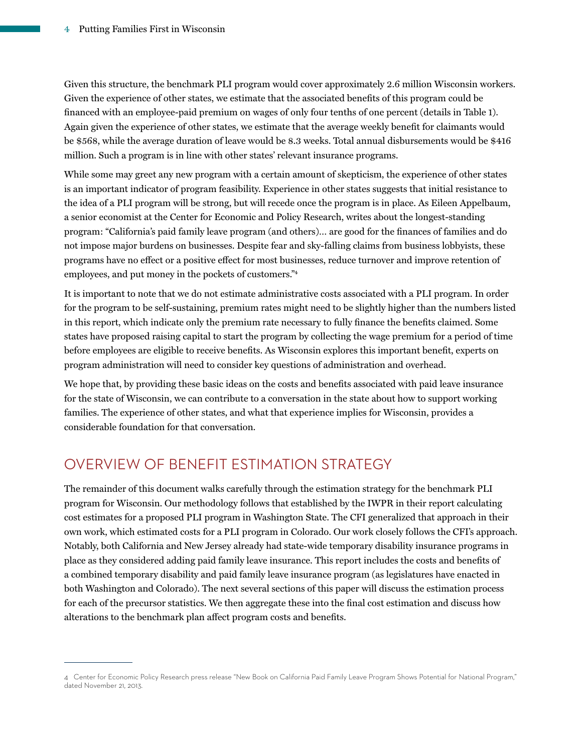Given this structure, the benchmark PLI program would cover approximately 2.6 million Wisconsin workers. Given the experience of other states, we estimate that the associated benefits of this program could be financed with an employee-paid premium on wages of only four tenths of one percent (details in Table 1). Again given the experience of other states, we estimate that the average weekly benefit for claimants would be $568, while the average duration of leave would be 8.3 weeks. Total annual disbursements would be $416 million. Such a program is in line with other states' relevant insurance programs.

While some may greet any new program with a certain amount of skepticism, the experience of other states is an important indicator of program feasibility. Experience in other states suggests that initial resistance to the idea of a PLI program will be strong, but will recede once the program is in place. As Eileen Appelbaum, a senior economist at the Center for Economic and Policy Research, writes about the longest-standing program: "California's paid family leave program (and others)… are good for the finances of families and do not impose major burdens on businesses. Despite fear and sky-falling claims from business lobbyists, these programs have no effect or a positive effect for most businesses, reduce turnover and improve retention of employees, and put money in the pockets of customers."[4]

It is important to note that we do not estimate administrative costs associated with a PLI program. In order for the program to be self-sustaining, premium rates might need to be slightly higher than the numbers listed in this report, which indicate only the premium rate necessary to fully finance the benefits claimed. Some states have proposed raising capital to start the program by collecting the wage premium for a period of time before employees are eligible to receive benefits. As Wisconsin explores this important benefit, experts on program administration will need to consider key questions of administration and overhead.

We hope that, by providing these basic ideas on the costs and benefits associated with paid leave insurance for the state of Wisconsin, we can contribute to a conversation in the state about how to support working families. The experience of other states, and what that experience implies for Wisconsin, provides a considerable foundation for that conversation.

## OVERVIEW OF BENEFIT ESTIMATION STRATEGY

The remainder of this document walks carefully through the estimation strategy for the benchmark PLI program for Wisconsin. Our methodology follows that established by the IWPR in their report calculating cost estimates for a proposed PLI program in Washington State. The CFI generalized that approach in their own work, which estimated costs for a PLI program in Colorado. Our work closely follows the CFI's approach. Notably, both California and New Jersey already had state-wide temporary disability insurance programs in place as they considered adding paid family leave insurance. This report includes the costs and benefits of a combined temporary disability and paid family leave insurance program (as legislatures have enacted in both Washington and Colorado). The next several sections of this paper will discuss the estimation process for each of the precursor statistics. We then aggregate these into the final cost estimation and discuss how alterations to the benchmark plan affect program costs and benefits.

---

4 Center for Economic Policy Research press release "New Book on California Paid Family Leave Program Shows Potential for National Program," dated November 21, 2013.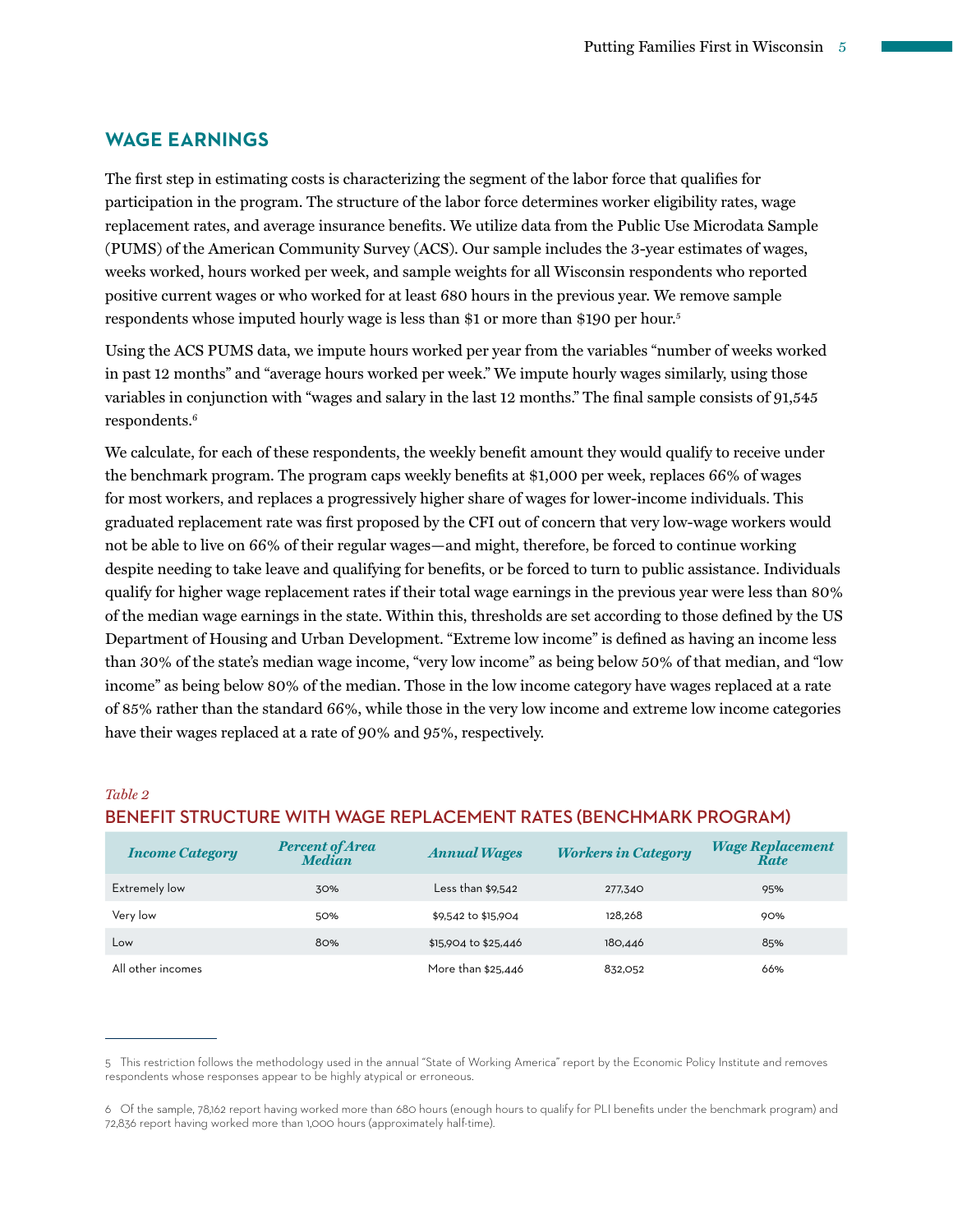## WAGE EARNINGS

The first step in estimating costs is characterizing the segment of the labor force that qualifies for participation in the program. The structure of the labor force determines worker eligibility rates, wage replacement rates, and average insurance benefits. We utilize data from the Public Use Microdata Sample (PUMS) of the American Community Survey (ACS). Our sample includes the 3-year estimates of wages, weeks worked, hours worked per week, and sample weights for all Wisconsin respondents who reported positive current wages or who worked for at least 680 hours in the previous year. We remove sample respondents whose imputed hourly wage is less than $1 or more than $190 per hour.[5]

Using the ACS PUMS data, we impute hours worked per year from the variables "number of weeks worked in past 12 months" and "average hours worked per week." We impute hourly wages similarly, using those variables in conjunction with "wages and salary in the last 12 months." The final sample consists of 91,545 respondents.[6]

We calculate, for each of these respondents, the weekly benefit amount they would qualify to receive under the benchmark program. The program caps weekly benefits at $1,000 per week, replaces 66% of wages for most workers, and replaces a progressively higher share of wages for lower-income individuals. This graduated replacement rate was first proposed by the CFI out of concern that very low-wage workers would not be able to live on 66% of their regular wages—and might, therefore, be forced to continue working despite needing to take leave and qualifying for benefits, or be forced to turn to public assistance. Individuals qualify for higher wage replacement rates if their total wage earnings in the previous year were less than 80% of the median wage earnings in the state. Within this, thresholds are set according to those defined by the US Department of Housing and Urban Development. "Extreme low income" is defined as having an income less than 30% of the state's median wage income, "very low income" as being below 50% of that median, and "low income" as being below 80% of the median. Those in the low income category have wages replaced at a rate of 85% rather than the standard 66%, while those in the very low income and extreme low income categories have their wages replaced at a rate of 90% and 95%, respectively.

*Table 2*

### BENEFIT STRUCTURE WITH WAGE REPLACEMENT RATES (BENCHMARK PROGRAM)

| *Income Category* | *Percent of Area Median* | *Annual Wages* | *Workers in Category* | *Wage Replacement Rate* |
|---|---|---|---|---|
| Extremely low | 30% | Less than $9,542 | 277,340 | 95% |
| Very low | 50% | $9,542 to $15,904 | 128,268 | 90% |
| Low | 80% | $15,904 to $25,446 | 180,446 | 85% |
| All other incomes | | More than $25,446 | 832,052 | 66% |

---

5 This restriction follows the methodology used in the annual "State of Working America" report by the Economic Policy Institute and removes respondents whose responses appear to be highly atypical or erroneous.

6 Of the sample, 78,162 report having worked more than 680 hours (enough hours to qualify for PLI benefits under the benchmark program) and 72,836 report having worked more than 1,000 hours (approximately half-time).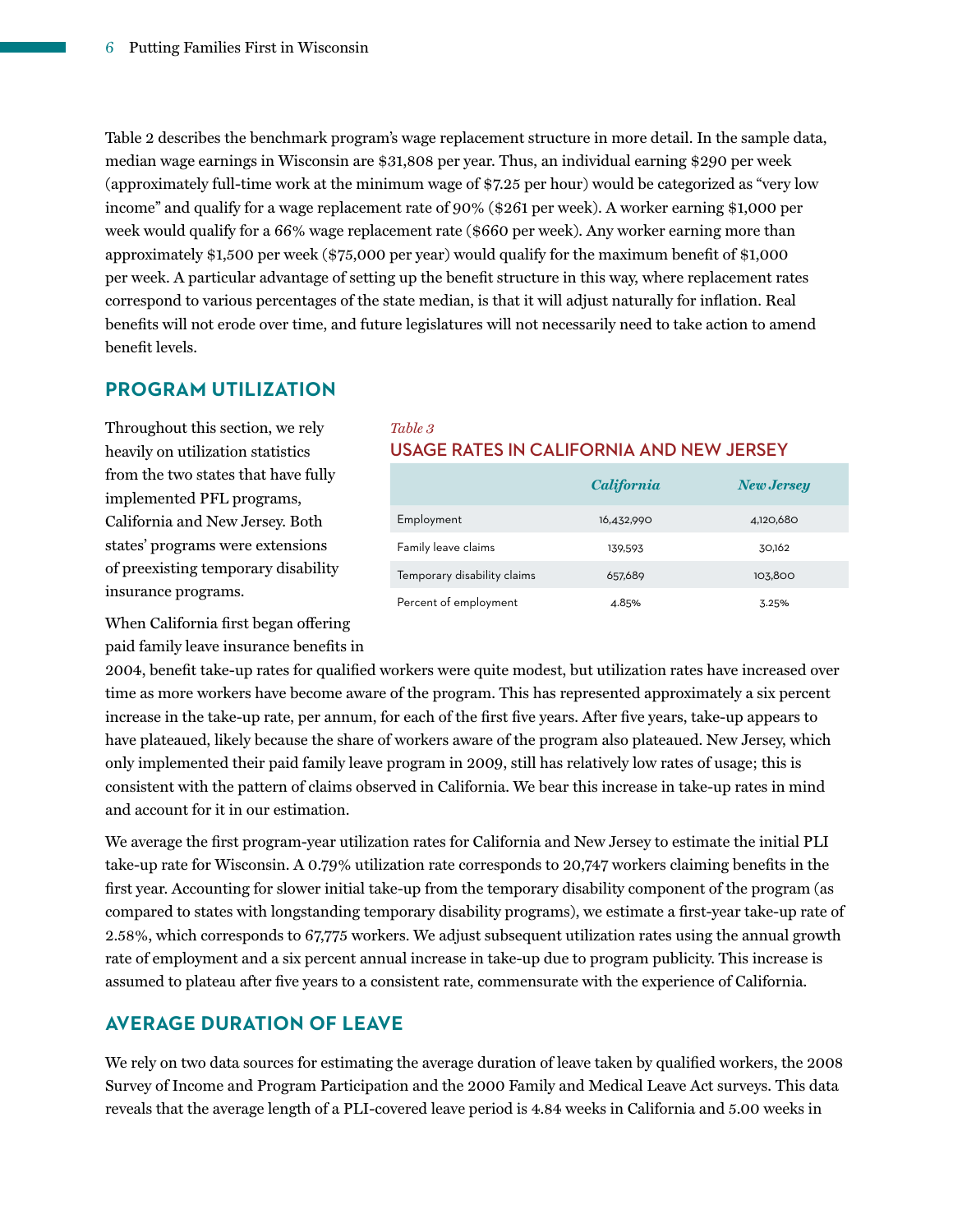Table 2 describes the benchmark program's wage replacement structure in more detail. In the sample data, median wage earnings in Wisconsin are $31,808 per year. Thus, an individual earning $290 per week (approximately full-time work at the minimum wage of $7.25 per hour) would be categorized as "very low income" and qualify for a wage replacement rate of 90% ($261 per week). A worker earning $1,000 per week would qualify for a 66% wage replacement rate ($660 per week). Any worker earning more than approximately $1,500 per week ($75,000 per year) would qualify for the maximum benefit of $1,000 per week. A particular advantage of setting up the benefit structure in this way, where replacement rates correspond to various percentages of the state median, is that it will adjust naturally for inflation. Real benefits will not erode over time, and future legislatures will not necessarily need to take action to amend benefit levels.

## PROGRAM UTILIZATION

Throughout this section, we rely heavily on utilization statistics from the two states that have fully implemented PFL programs, California and New Jersey. Both states' programs were extensions of preexisting temporary disability insurance programs.

*Table 3*

**USAGE RATES IN CALIFORNIA AND NEW JERSEY**

| | *California* | *New Jersey* |
|---|---|---|
| Employment | 16,432,990 | 4,120,680 |
| Family leave claims | 139,593 | 30,162 |
| Temporary disability claims | 657,689 | 103,800 |
| Percent of employment | 4.85% | 3.25% |

When California first began offering paid family leave insurance benefits in 2004, benefit take-up rates for qualified workers were quite modest, but utilization rates have increased over time as more workers have become aware of the program. This has represented approximately a six percent increase in the take-up rate, per annum, for each of the first five years. After five years, take-up appears to have plateaued, likely because the share of workers aware of the program also plateaued. New Jersey, which only implemented their paid family leave program in 2009, still has relatively low rates of usage; this is consistent with the pattern of claims observed in California. We bear this increase in take-up rates in mind and account for it in our estimation.

We average the first program-year utilization rates for California and New Jersey to estimate the initial PLI take-up rate for Wisconsin. A 0.79% utilization rate corresponds to 20,747 workers claiming benefits in the first year. Accounting for slower initial take-up from the temporary disability component of the program (as compared to states with longstanding temporary disability programs), we estimate a first-year take-up rate of 2.58%, which corresponds to 67,775 workers. We adjust subsequent utilization rates using the annual growth rate of employment and a six percent annual increase in take-up due to program publicity. This increase is assumed to plateau after five years to a consistent rate, commensurate with the experience of California.

## AVERAGE DURATION OF LEAVE

We rely on two data sources for estimating the average duration of leave taken by qualified workers, the 2008 Survey of Income and Program Participation and the 2000 Family and Medical Leave Act surveys. This data reveals that the average length of a PLI-covered leave period is 4.84 weeks in California and 5.00 weeks in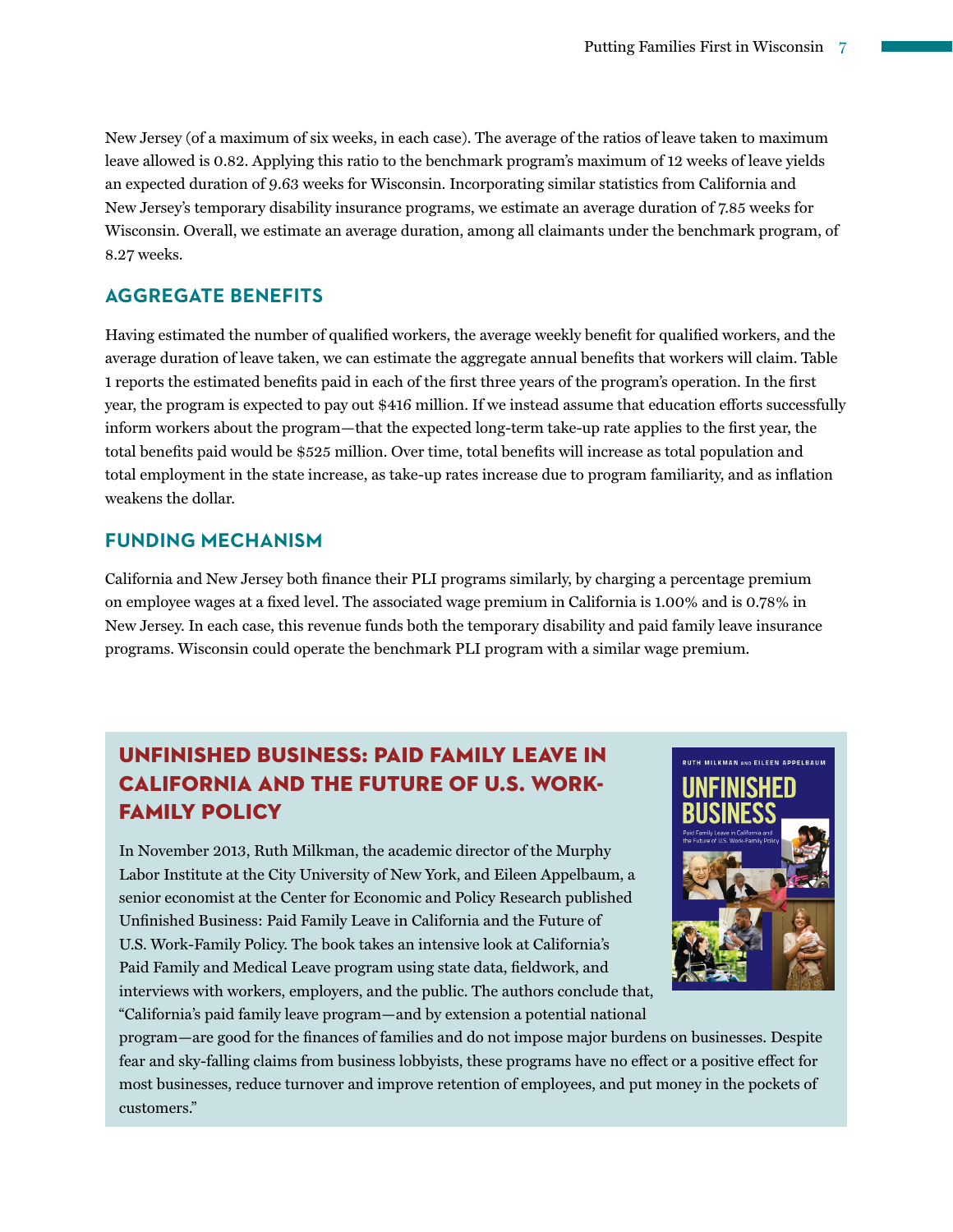New Jersey (of a maximum of six weeks, in each case). The average of the ratios of leave taken to maximum leave allowed is 0.82. Applying this ratio to the benchmark program's maximum of 12 weeks of leave yields an expected duration of 9.63 weeks for Wisconsin. Incorporating similar statistics from California and New Jersey's temporary disability insurance programs, we estimate an average duration of 7.85 weeks for Wisconsin. Overall, we estimate an average duration, among all claimants under the benchmark program, of 8.27 weeks.

## AGGREGATE BENEFITS

Having estimated the number of qualified workers, the average weekly benefit for qualified workers, and the average duration of leave taken, we can estimate the aggregate annual benefits that workers will claim. Table 1 reports the estimated benefits paid in each of the first three years of the program's operation. In the first year, the program is expected to pay out $416 million. If we instead assume that education efforts successfully inform workers about the program—that the expected long-term take-up rate applies to the first year, the total benefits paid would be $525 million. Over time, total benefits will increase as total population and total employment in the state increase, as take-up rates increase due to program familiarity, and as inflation weakens the dollar.

## FUNDING MECHANISM

California and New Jersey both finance their PLI programs similarly, by charging a percentage premium on employee wages at a fixed level. The associated wage premium in California is 1.00% and is 0.78% in New Jersey. In each case, this revenue funds both the temporary disability and paid family leave insurance programs. Wisconsin could operate the benchmark PLI program with a similar wage premium.

## UNFINISHED BUSINESS: PAID FAMILY LEAVE IN CALIFORNIA AND THE FUTURE OF U.S. WORK-FAMILY POLICY

In November 2013, Ruth Milkman, the academic director of the Murphy Labor Institute at the City University of New York, and Eileen Appelbaum, a senior economist at the Center for Economic and Policy Research published Unfinished Business: Paid Family Leave in California and the Future of U.S. Work-Family Policy. The book takes an intensive look at California's Paid Family and Medical Leave program using state data, fieldwork, and interviews with workers, employers, and the public. The authors conclude that, "California's paid family leave program—and by extension a potential national program—are good for the finances of families and do not impose major burdens on businesses. Despite fear and sky-falling claims from business lobbyists, these programs have no effect or a positive effect for most businesses, reduce turnover and improve retention of employees, and put money in the pockets of customers."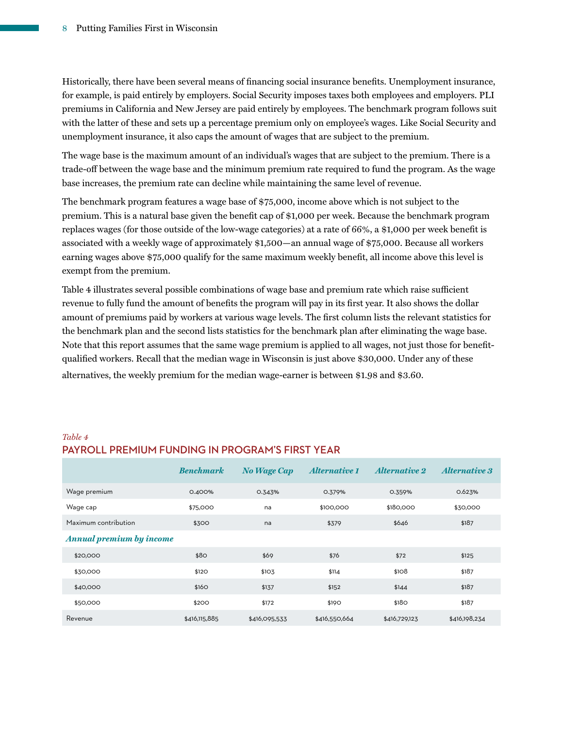Historically, there have been several means of financing social insurance benefits. Unemployment insurance, for example, is paid entirely by employers. Social Security imposes taxes both employees and employers. PLI premiums in California and New Jersey are paid entirely by employees. The benchmark program follows suit with the latter of these and sets up a percentage premium only on employee's wages. Like Social Security and unemployment insurance, it also caps the amount of wages that are subject to the premium.

The wage base is the maximum amount of an individual's wages that are subject to the premium. There is a trade-off between the wage base and the minimum premium rate required to fund the program. As the wage base increases, the premium rate can decline while maintaining the same level of revenue.

The benchmark program features a wage base of $75,000, income above which is not subject to the premium. This is a natural base given the benefit cap of $1,000 per week. Because the benchmark program replaces wages (for those outside of the low-wage categories) at a rate of 66%, a $1,000 per week benefit is associated with a weekly wage of approximately $1,500—an annual wage of $75,000. Because all workers earning wages above $75,000 qualify for the same maximum weekly benefit, all income above this level is exempt from the premium.

Table 4 illustrates several possible combinations of wage base and premium rate which raise sufficient revenue to fully fund the amount of benefits the program will pay in its first year. It also shows the dollar amount of premiums paid by workers at various wage levels. The first column lists the relevant statistics for the benchmark plan and the second lists statistics for the benchmark plan after eliminating the wage base. Note that this report assumes that the same wage premium is applied to all wages, not just those for benefit-qualified workers. Recall that the median wage in Wisconsin is just above $30,000. Under any of these alternatives, the weekly premium for the median wage-earner is between $1.98 and $3.60.

*Table 4*

## PAYROLL PREMIUM FUNDING IN PROGRAM'S FIRST YEAR

| | *Benchmark* | *No Wage Cap* | *Alternative 1* | *Alternative 2* | *Alternative 3* |
|---|---|---|---|---|---|
| Wage premium | 0.400% | 0.343% | 0.379% | 0.359% | 0.623% |
| Wage cap | $75,000 | na | $100,000 | $180,000 | $30,000 |
| Maximum contribution | $300 | na | $379 | $646 | $187 |
| ***Annual premium by income*** | | | | | |
| $20,000 | $80 | $69 | $76 | $72 | $125 |
| $30,000 | $120 | $103 | $114 | $108 | $187 |
| $40,000 | $160 | $137 | $152 | $144 | $187 |
| $50,000 | $200 | $172 | $190 | $180 | $187 |
| Revenue | $416,115,885 | $416,095,533 | $416,550,664 | $416,729,123 | $416,198,234 |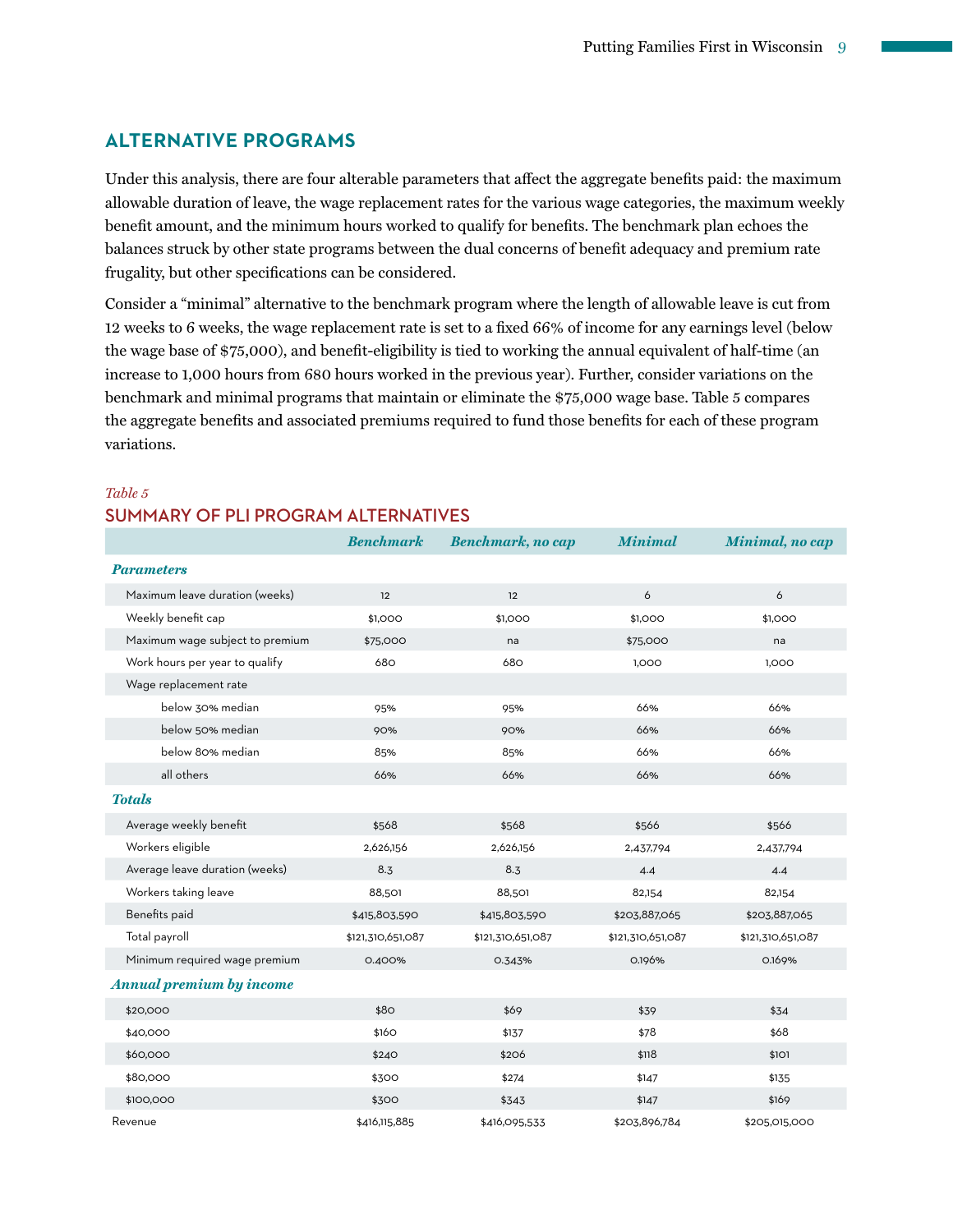## ALTERNATIVE PROGRAMS

Under this analysis, there are four alterable parameters that affect the aggregate benefits paid: the maximum allowable duration of leave, the wage replacement rates for the various wage categories, the maximum weekly benefit amount, and the minimum hours worked to qualify for benefits. The benchmark plan echoes the balances struck by other state programs between the dual concerns of benefit adequacy and premium rate frugality, but other specifications can be considered.

Consider a "minimal" alternative to the benchmark program where the length of allowable leave is cut from 12 weeks to 6 weeks, the wage replacement rate is set to a fixed 66% of income for any earnings level (below the wage base of $75,000), and benefit-eligibility is tied to working the annual equivalent of half-time (an increase to 1,000 hours from 680 hours worked in the previous year). Further, consider variations on the benchmark and minimal programs that maintain or eliminate the $75,000 wage base. Table 5 compares the aggregate benefits and associated premiums required to fund those benefits for each of these program variations.

*Table 5*

### SUMMARY OF PLI PROGRAM ALTERNATIVES

| | *Benchmark* | *Benchmark, no cap* | *Minimal* | *Minimal, no cap* |
|---|---|---|---|---|
| ***Parameters*** | | | | |
| Maximum leave duration (weeks) | 12 | 12 | 6 | 6 |
| Weekly benefit cap | $1,000 | $1,000 | $1,000 | $1,000 |
| Maximum wage subject to premium | $75,000 | na | $75,000 | na |
| Work hours per year to qualify | 680 | 680 | 1,000 | 1,000 |
| Wage replacement rate | | | | |
| below 30% median | 95% | 95% | 66% | 66% |
| below 50% median | 90% | 90% | 66% | 66% |
| below 80% median | 85% | 85% | 66% | 66% |
| all others | 66% | 66% | 66% | 66% |
| ***Totals*** | | | | |
| Average weekly benefit | $568 | $568 | $566 | $566 |
| Workers eligible | 2,626,156 | 2,626,156 | 2,437,794 | 2,437,794 |
| Average leave duration (weeks) | 8.3 | 8.3 | 4.4 | 4.4 |
| Workers taking leave | 88,501 | 88,501 | 82,154 | 82,154 |
| Benefits paid | $415,803,590 | $415,803,590 | $203,887,065 | $203,887,065 |
| Total payroll | $121,310,651,087 | $121,310,651,087 | $121,310,651,087 | $121,310,651,087 |
| Minimum required wage premium | 0.400% | 0.343% | 0.196% | 0.169% |
| ***Annual premium by income*** | | | | |
| $20,000 | $80 | $69 | $39 | $34 |
| $40,000 | $160 | $137 | $78 | $68 |
| $60,000 | $240 | $206 | $118 | $101 |
| $80,000 | $300 | $274 | $147 | $135 |
| $100,000 | $300 | $343 | $147 | $169 |
| Revenue | $416,115,885 | $416,095,533 | $203,896,784 | $205,015,000 |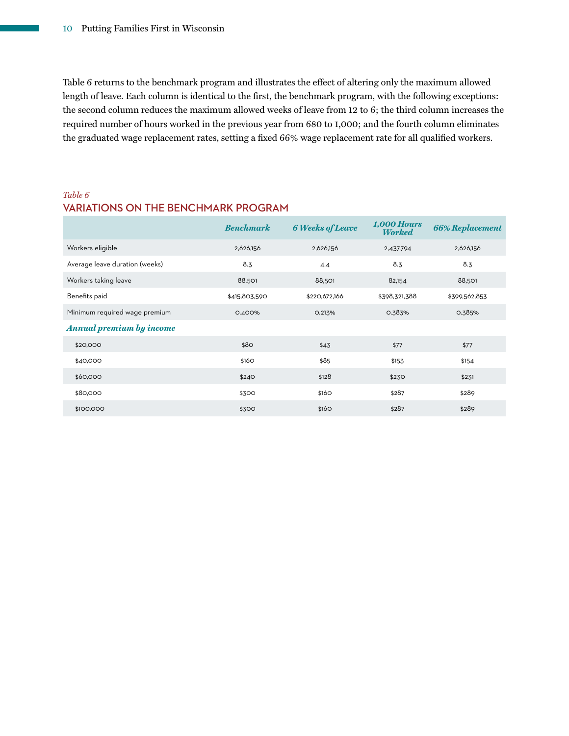Table 6 returns to the benchmark program and illustrates the effect of altering only the maximum allowed length of leave. Each column is identical to the first, the benchmark program, with the following exceptions: the second column reduces the maximum allowed weeks of leave from 12 to 6; the third column increases the required number of hours worked in the previous year from 680 to 1,000; and the fourth column eliminates the graduated wage replacement rates, setting a fixed 66% wage replacement rate for all qualified workers.

*Table 6*

## VARIATIONS ON THE BENCHMARK PROGRAM

| | *Benchmark* | *6 Weeks of Leave* | *1,000 Hours Worked* | *66% Replacement* |
|---|---|---|---|---|
| Workers eligible | 2,626,156 | 2,626,156 | 2,437,794 | 2,626,156 |
| Average leave duration (weeks) | 8.3 | 4.4 | 8.3 | 8.3 |
| Workers taking leave | 88,501 | 88,501 | 82,154 | 88,501 |
| Benefits paid | $415,803,590 | $220,672,166 | $398,321,388 | $399,562,853 |
| Minimum required wage premium | 0.400% | 0.213% | 0.383% | 0.385% |
| ***Annual premium by income*** | | | | |
| $20,000 | $80 | $43 | $77 | $77 |
| $40,000 | $160 | $85 | $153 | $154 |
| $60,000 | $240 | $128 | $230 | $231 |
| $80,000 | $300 | $160 | $287 | $289 |
| $100,000 | $300 | $160 | $287 | $289 |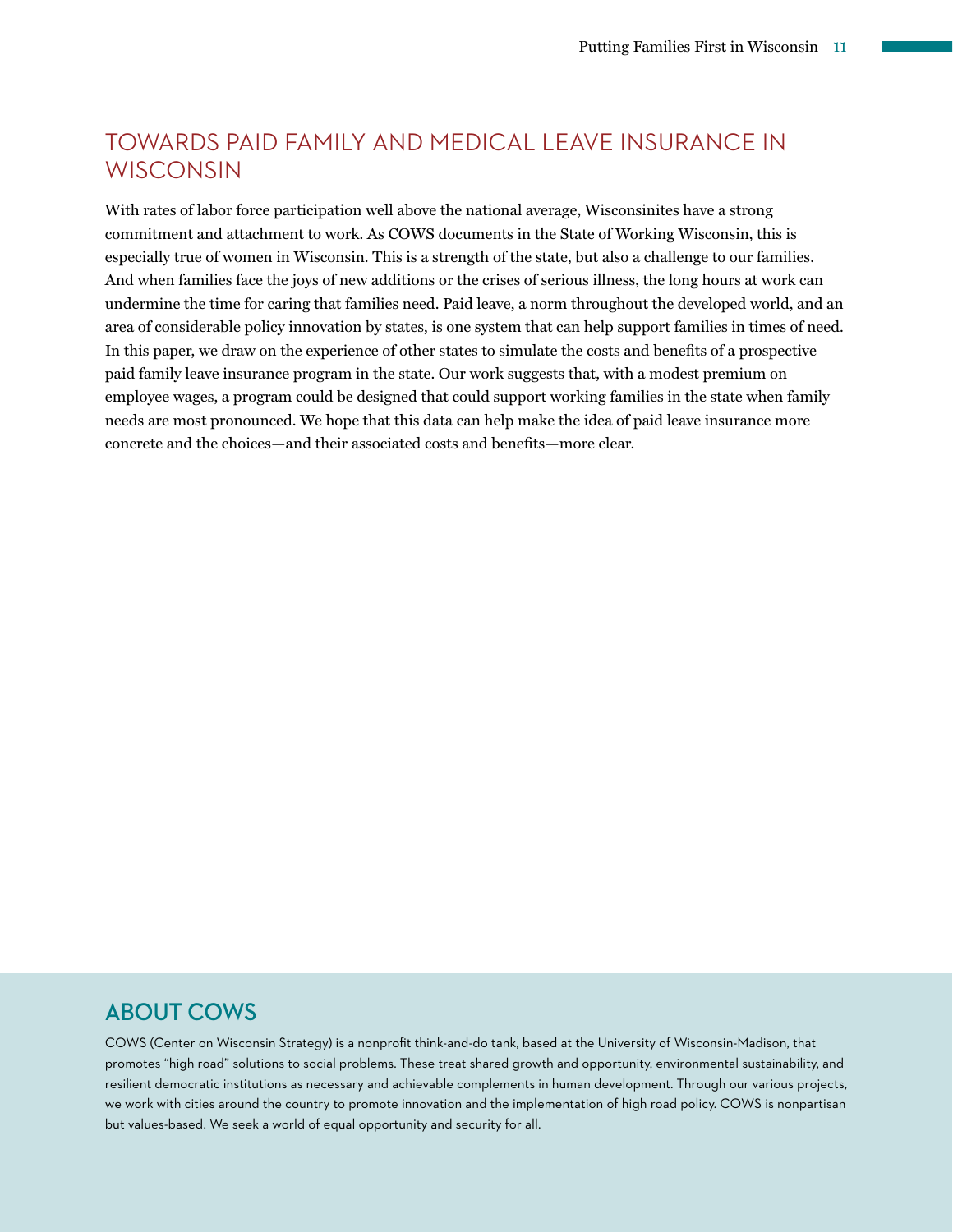## TOWARDS PAID FAMILY AND MEDICAL LEAVE INSURANCE IN WISCONSIN

With rates of labor force participation well above the national average, Wisconsinites have a strong commitment and attachment to work. As COWS documents in the State of Working Wisconsin, this is especially true of women in Wisconsin. This is a strength of the state, but also a challenge to our families. And when families face the joys of new additions or the crises of serious illness, the long hours at work can undermine the time for caring that families need. Paid leave, a norm throughout the developed world, and an area of considerable policy innovation by states, is one system that can help support families in times of need. In this paper, we draw on the experience of other states to simulate the costs and benefits of a prospective paid family leave insurance program in the state. Our work suggests that, with a modest premium on employee wages, a program could be designed that could support working families in the state when family needs are most pronounced. We hope that this data can help make the idea of paid leave insurance more concrete and the choices—and their associated costs and benefits—more clear.

## ABOUT COWS

COWS (Center on Wisconsin Strategy) is a nonprofit think-and-do tank, based at the University of Wisconsin-Madison, that promotes "high road" solutions to social problems. These treat shared growth and opportunity, environmental sustainability, and resilient democratic institutions as necessary and achievable complements in human development. Through our various projects, we work with cities around the country to promote innovation and the implementation of high road policy. COWS is nonpartisan but values-based. We seek a world of equal opportunity and security for all.